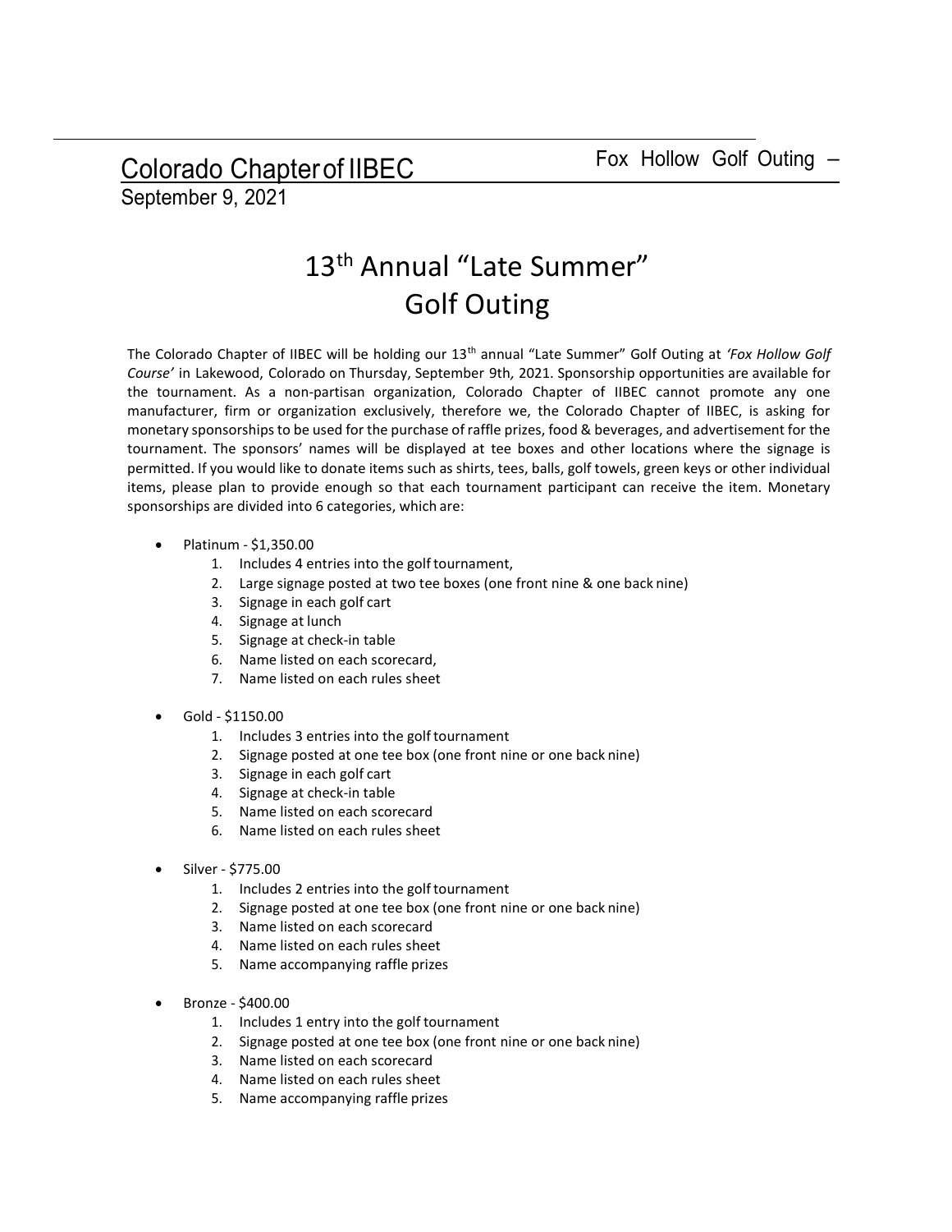Colorado Chapter of IIBEC Fox Hollow Golf Outing – September 9, 2021

# 13th Annual "Late Summer" Golf Outing

The Colorado Chapter of IIBEC will be holding our 13th annual "Late Summer" Golf Outing at *'Fox Hollow Golf Course'* in Lakewood, Colorado on Thursday, September 9th, 2021. Sponsorship opportunities are available for the tournament. As a non-partisan organization, Colorado Chapter of IIBEC cannot promote any one manufacturer, firm or organization exclusively, therefore we, the Colorado Chapter of IIBEC, is asking for monetary sponsorships to be used for the purchase of raffle prizes, food & beverages, and advertisement for the tournament. The sponsors' names will be displayed at tee boxes and other locations where the signage is permitted. If you would like to donate items such as shirts, tees, balls, golf towels, green keys or other individual items, please plan to provide enough so that each tournament participant can receive the item. Monetary sponsorships are divided into 6 categories, which are:

- Platinum - $1,350.00
  1. Includes 4 entries into the golf tournament,
  2. Large signage posted at two tee boxes (one front nine & one back nine)
  3. Signage in each golf cart
  4. Signage at lunch
  5. Signage at check-in table
  6. Name listed on each scorecard,
  7. Name listed on each rules sheet

- Gold - $1150.00
  1. Includes 3 entries into the golf tournament
  2. Signage posted at one tee box (one front nine or one back nine)
  3. Signage in each golf cart
  4. Signage at check-in table
  5. Name listed on each scorecard
  6. Name listed on each rules sheet

- Silver - $775.00
  1. Includes 2 entries into the golf tournament
  2. Signage posted at one tee box (one front nine or one back nine)
  3. Name listed on each scorecard
  4. Name listed on each rules sheet
  5. Name accompanying raffle prizes

- Bronze - $400.00
  1. Includes 1 entry into the golf tournament
  2. Signage posted at one tee box (one front nine or one back nine)
  3. Name listed on each scorecard
  4. Name listed on each rules sheet
  5. Name accompanying raffle prizes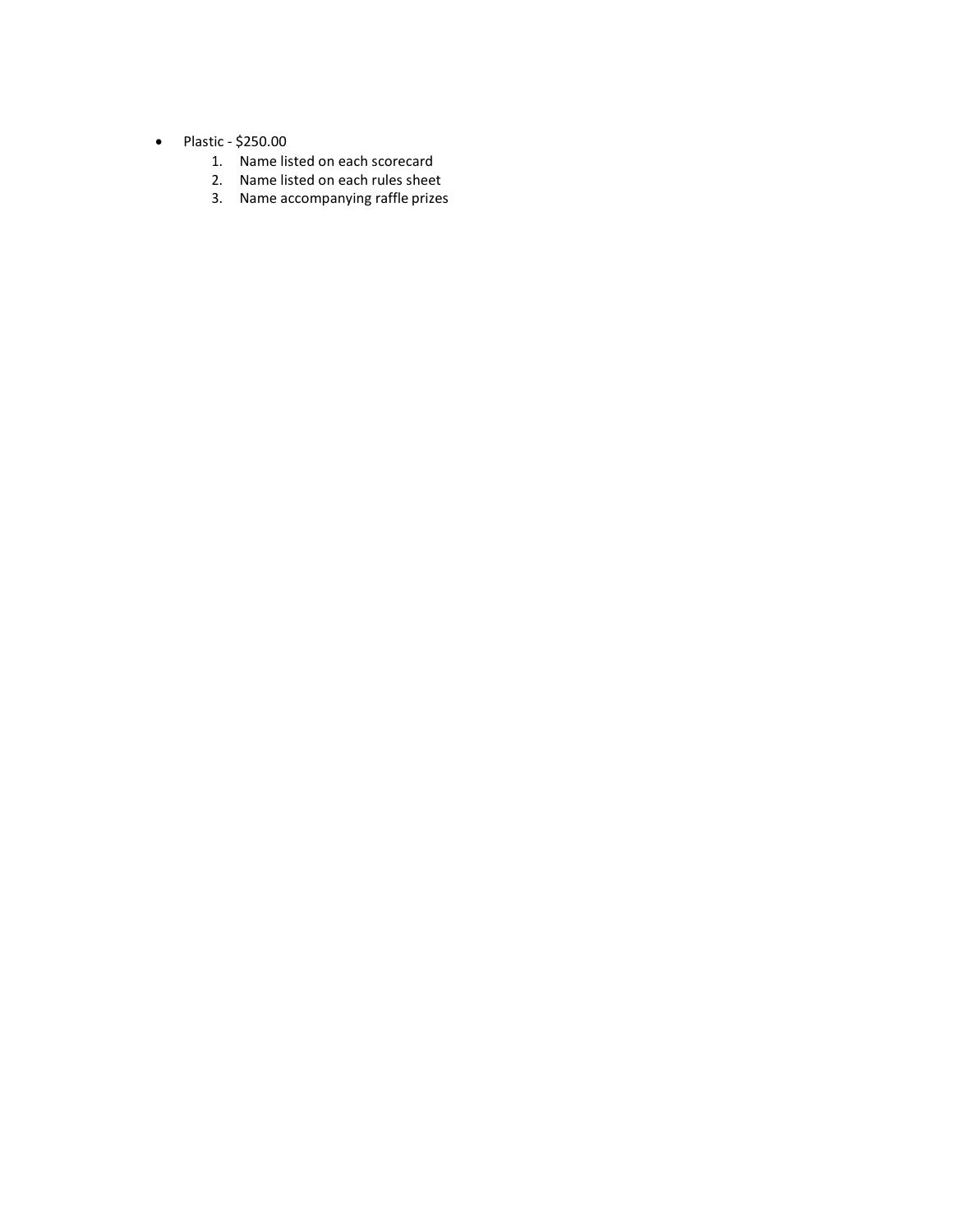- Plastic - $250.00
    1. Name listed on each scorecard
    2. Name listed on each rules sheet
    3. Name accompanying raffle prizes